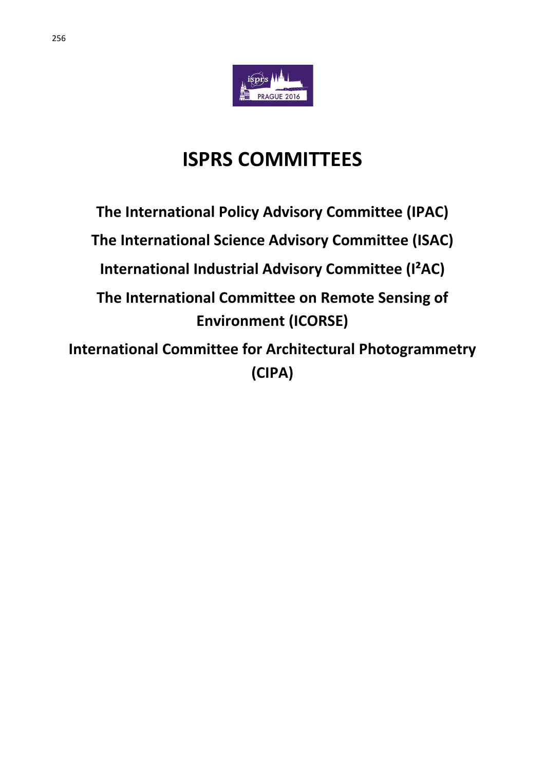# ISPRS COMMITTEES

**The International Policy Advisory Committee (IPAC)**

**The International Science Advisory Committee (ISAC)**

**International Industrial Advisory Committee (I²AC)**

**The International Committee on Remote Sensing of Environment (ICORSE)**

**International Committee for Architectural Photogrammetry (CIPA)**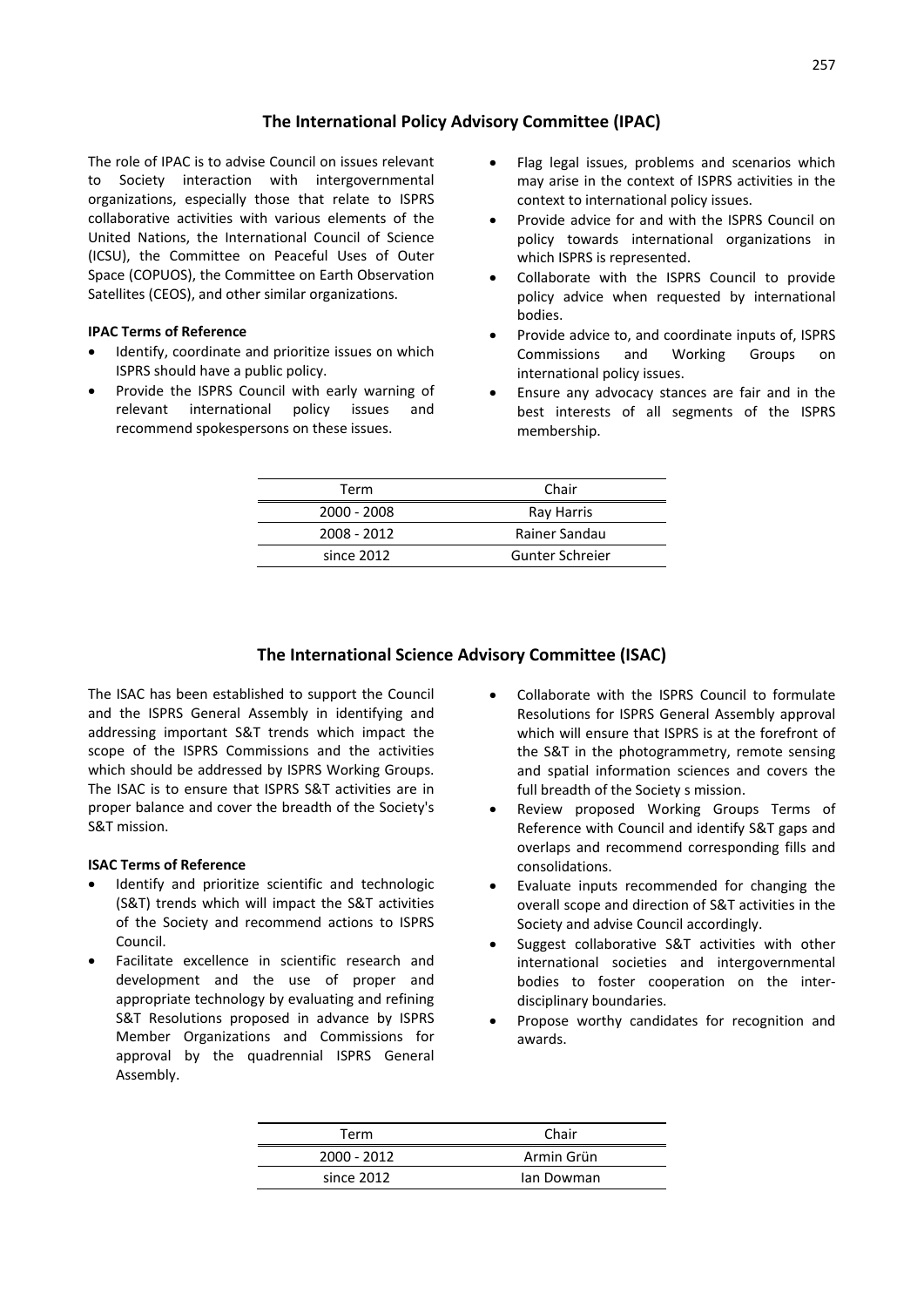## The International Policy Advisory Committee (IPAC)

The role of IPAC is to advise Council on issues relevant to Society interaction with intergovernmental organizations, especially those that relate to ISPRS collaborative activities with various elements of the United Nations, the International Council of Science (ICSU), the Committee on Peaceful Uses of Outer Space (COPUOS), the Committee on Earth Observation Satellites (CEOS), and other similar organizations.

**IPAC Terms of Reference**

- Identify, coordinate and prioritize issues on which ISPRS should have a public policy.
- Provide the ISPRS Council with early warning of relevant international policy issues and recommend spokespersons on these issues.
- Flag legal issues, problems and scenarios which may arise in the context of ISPRS activities in the context to international policy issues.
- Provide advice for and with the ISPRS Council on policy towards international organizations in which ISPRS is represented.
- Collaborate with the ISPRS Council to provide policy advice when requested by international bodies.
- Provide advice to, and coordinate inputs of, ISPRS Commissions and Working Groups on international policy issues.
- Ensure any advocacy stances are fair and in the best interests of all segments of the ISPRS membership.

| Term | Chair |
|---|---|
| 2000 - 2008 | Ray Harris |
| 2008 - 2012 | Rainer Sandau |
| since 2012 | Gunter Schreier |

## The International Science Advisory Committee (ISAC)

The ISAC has been established to support the Council and the ISPRS General Assembly in identifying and addressing important S&T trends which impact the scope of the ISPRS Commissions and the activities which should be addressed by ISPRS Working Groups. The ISAC is to ensure that ISPRS S&T activities are in proper balance and cover the breadth of the Society's S&T mission.

**ISAC Terms of Reference**

- Identify and prioritize scientific and technologic (S&T) trends which will impact the S&T activities of the Society and recommend actions to ISPRS Council.
- Facilitate excellence in scientific research and development and the use of proper and appropriate technology by evaluating and refining S&T Resolutions proposed in advance by ISPRS Member Organizations and Commissions for approval by the quadrennial ISPRS General Assembly.
- Collaborate with the ISPRS Council to formulate Resolutions for ISPRS General Assembly approval which will ensure that ISPRS is at the forefront of the S&T in the photogrammetry, remote sensing and spatial information sciences and covers the full breadth of the Society s mission.
- Review proposed Working Groups Terms of Reference with Council and identify S&T gaps and overlaps and recommend corresponding fills and consolidations.
- Evaluate inputs recommended for changing the overall scope and direction of S&T activities in the Society and advise Council accordingly.
- Suggest collaborative S&T activities with other international societies and intergovernmental bodies to foster cooperation on the inter-disciplinary boundaries.
- Propose worthy candidates for recognition and awards.

| Term | Chair |
|---|---|
| 2000 - 2012 | Armin Grün |
| since 2012 | Ian Dowman |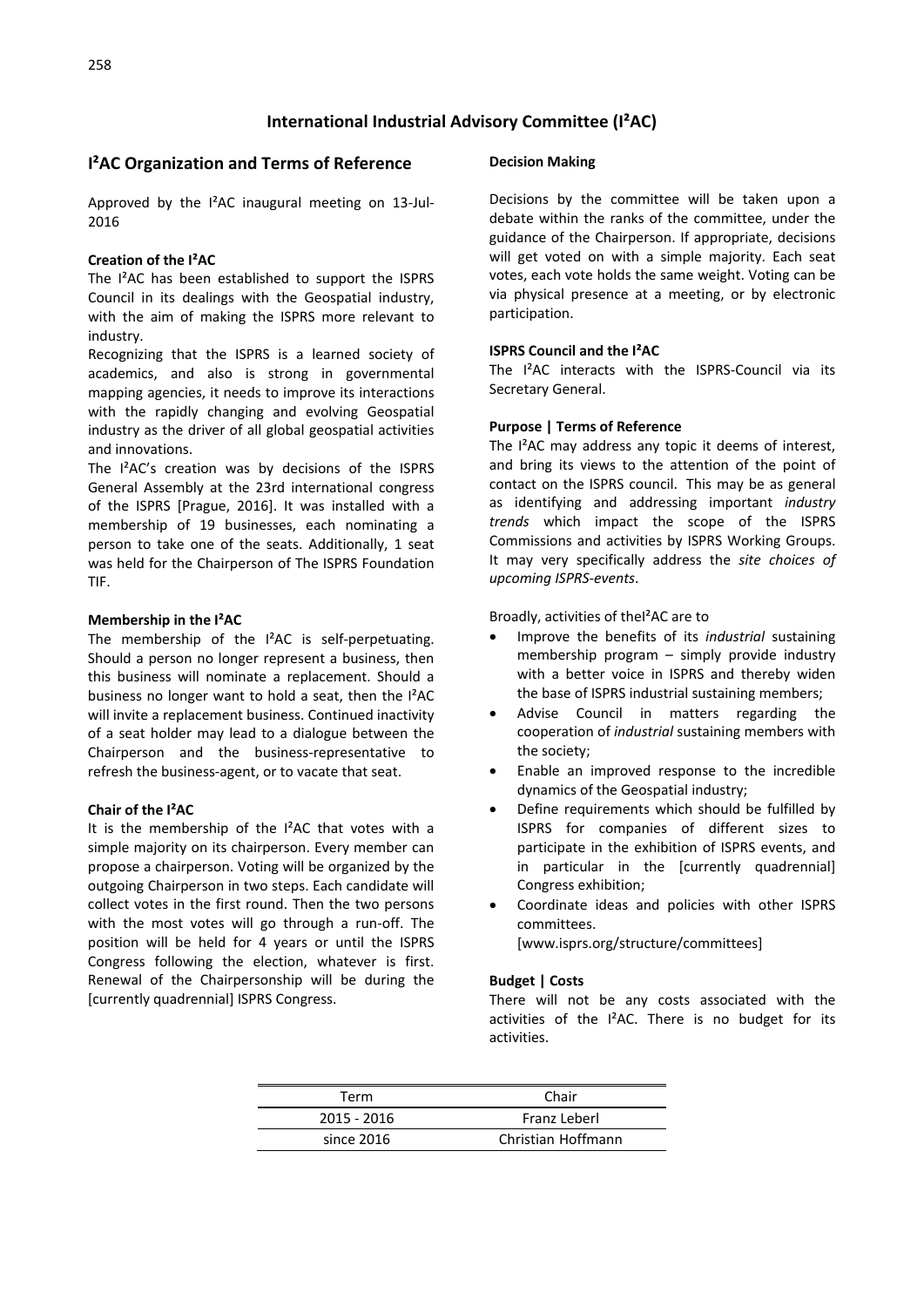# International Industrial Advisory Committee (I²AC)

## I²AC Organization and Terms of Reference

Approved by the I²AC inaugural meeting on 13-Jul-2016

**Creation of the I²AC**

The I²AC has been established to support the ISPRS Council in its dealings with the Geospatial industry, with the aim of making the ISPRS more relevant to industry.

Recognizing that the ISPRS is a learned society of academics, and also is strong in governmental mapping agencies, it needs to improve its interactions with the rapidly changing and evolving Geospatial industry as the driver of all global geospatial activities and innovations.

The I²AC's creation was by decisions of the ISPRS General Assembly at the 23rd international congress of the ISPRS [Prague, 2016]. It was installed with a membership of 19 businesses, each nominating a person to take one of the seats. Additionally, 1 seat was held for the Chairperson of The ISPRS Foundation TIF.

**Membership in the I²AC**

The membership of the I²AC is self-perpetuating. Should a person no longer represent a business, then this business will nominate a replacement. Should a business no longer want to hold a seat, then the I²AC will invite a replacement business. Continued inactivity of a seat holder may lead to a dialogue between the Chairperson and the business-representative to refresh the business-agent, or to vacate that seat.

**Chair of the I²AC**

It is the membership of the I²AC that votes with a simple majority on its chairperson. Every member can propose a chairperson. Voting will be organized by the outgoing Chairperson in two steps. Each candidate will collect votes in the first round. Then the two persons with the most votes will go through a run-off. The position will be held for 4 years or until the ISPRS Congress following the election, whatever is first. Renewal of the Chairpersonship will be during the [currently quadrennial] ISPRS Congress.

**Decision Making**

Decisions by the committee will be taken upon a debate within the ranks of the committee, under the guidance of the Chairperson. If appropriate, decisions will get voted on with a simple majority. Each seat votes, each vote holds the same weight. Voting can be via physical presence at a meeting, or by electronic participation.

**ISPRS Council and the I²AC**

The I²AC interacts with the ISPRS-Council via its Secretary General.

**Purpose | Terms of Reference**

The I²AC may address any topic it deems of interest, and bring its views to the attention of the point of contact on the ISPRS council. This may be as general as identifying and addressing important *industry trends* which impact the scope of the ISPRS Commissions and activities by ISPRS Working Groups. It may very specifically address the *site choices of upcoming ISPRS-events*.

Broadly, activities of theI²AC are to

- Improve the benefits of its *industrial* sustaining membership program – simply provide industry with a better voice in ISPRS and thereby widen the base of ISPRS industrial sustaining members;
- Advise Council in matters regarding the cooperation of *industrial* sustaining members with the society;
- Enable an improved response to the incredible dynamics of the Geospatial industry;
- Define requirements which should be fulfilled by ISPRS for companies of different sizes to participate in the exhibition of ISPRS events, and in particular in the [currently quadrennial] Congress exhibition;
- Coordinate ideas and policies with other ISPRS committees. [www.isprs.org/structure/committees]

**Budget | Costs**

There will not be any costs associated with the activities of the I²AC. There is no budget for its activities.

| Term | Chair |
|---|---|
| 2015 - 2016 | Franz Leberl |
| since 2016 | Christian Hoffmann |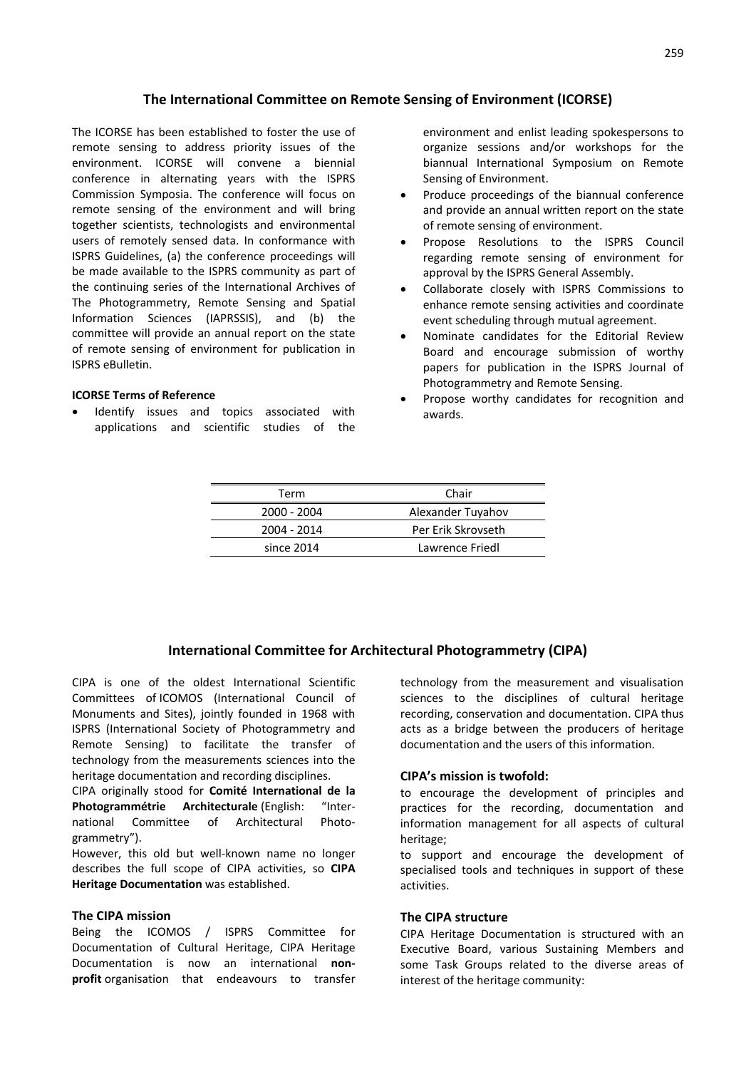## The International Committee on Remote Sensing of Environment (ICORSE)

The ICORSE has been established to foster the use of remote sensing to address priority issues of the environment. ICORSE will convene a biennial conference in alternating years with the ISPRS Commission Symposia. The conference will focus on remote sensing of the environment and will bring together scientists, technologists and environmental users of remotely sensed data. In conformance with ISPRS Guidelines, (a) the conference proceedings will be made available to the ISPRS community as part of the continuing series of the International Archives of The Photogrammetry, Remote Sensing and Spatial Information Sciences (IAPRSSIS), and (b) the committee will provide an annual report on the state of remote sensing of environment for publication in ISPRS eBulletin.

**ICORSE Terms of Reference**

- Identify issues and topics associated with applications and scientific studies of the environment and enlist leading spokespersons to organize sessions and/or workshops for the biannual International Symposium on Remote Sensing of Environment.
- Produce proceedings of the biannual conference and provide an annual written report on the state of remote sensing of environment.
- Propose Resolutions to the ISPRS Council regarding remote sensing of environment for approval by the ISPRS General Assembly.
- Collaborate closely with ISPRS Commissions to enhance remote sensing activities and coordinate event scheduling through mutual agreement.
- Nominate candidates for the Editorial Review Board and encourage submission of worthy papers for publication in the ISPRS Journal of Photogrammetry and Remote Sensing.
- Propose worthy candidates for recognition and awards.

| Term | Chair |
|---|---|
| 2000 - 2004 | Alexander Tuyahov |
| 2004 - 2014 | Per Erik Skrovseth |
| since 2014 | Lawrence Friedl |

## International Committee for Architectural Photogrammetry (CIPA)

CIPA is one of the oldest International Scientific Committees of ICOMOS (International Council of Monuments and Sites), jointly founded in 1968 with ISPRS (International Society of Photogrammetry and Remote Sensing) to facilitate the transfer of technology from the measurements sciences into the heritage documentation and recording disciplines.

CIPA originally stood for **Comité International de la Photogrammétrie Architecturale** (English: "International Committee of Architectural Photogrammetry").

However, this old but well-known name no longer describes the full scope of CIPA activities, so **CIPA Heritage Documentation** was established.

### The CIPA mission

Being the ICOMOS / ISPRS Committee for Documentation of Cultural Heritage, CIPA Heritage Documentation is now an international **non-profit** organisation that endeavours to transfer technology from the measurement and visualisation sciences to the disciplines of cultural heritage recording, conservation and documentation. CIPA thus acts as a bridge between the producers of heritage documentation and the users of this information.

### CIPA's mission is twofold:

to encourage the development of principles and practices for the recording, documentation and information management for all aspects of cultural heritage;

to support and encourage the development of specialised tools and techniques in support of these activities.

### The CIPA structure

CIPA Heritage Documentation is structured with an Executive Board, various Sustaining Members and some Task Groups related to the diverse areas of interest of the heritage community: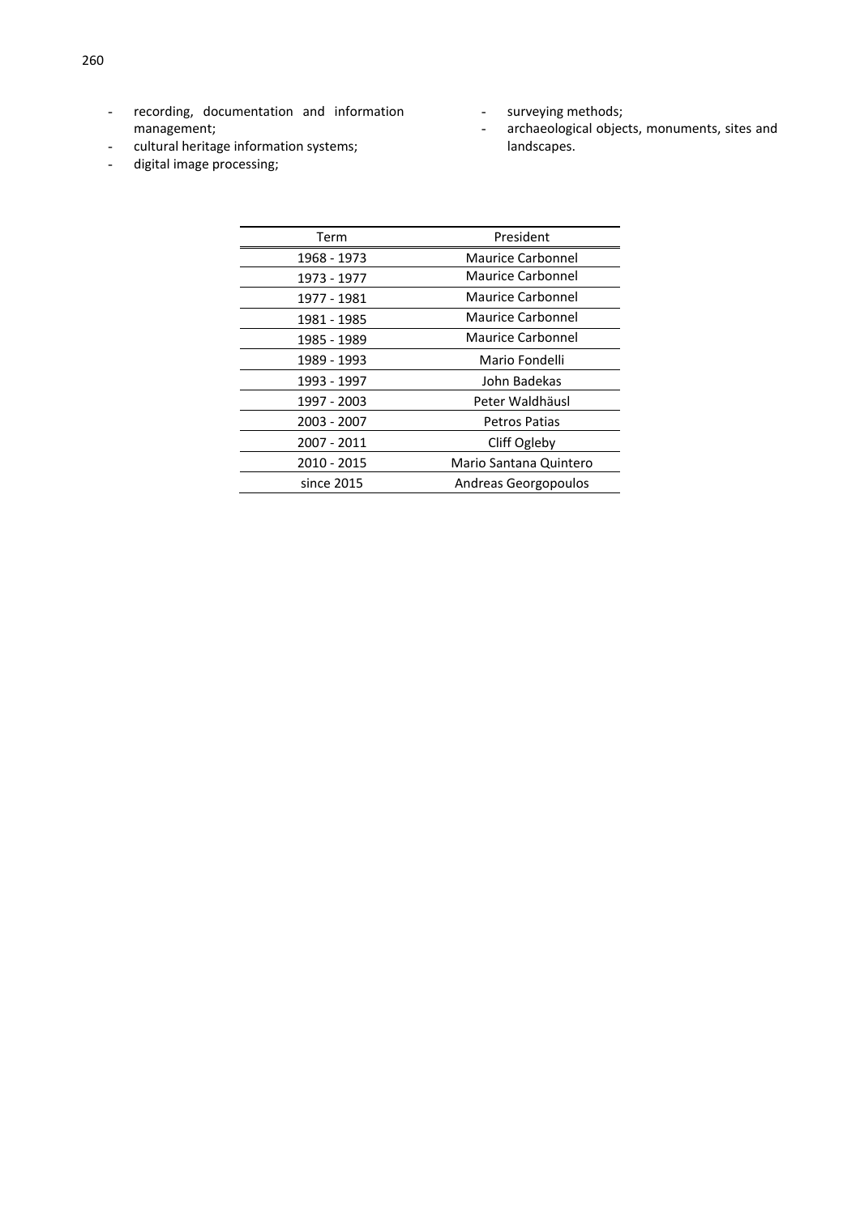- recording, documentation and information management;
- cultural heritage information systems;
- digital image processing;
- surveying methods;
- archaeological objects, monuments, sites and landscapes.

| Term | President |
|---|---|
| 1968 - 1973 | Maurice Carbonnel |
| 1973 - 1977 | Maurice Carbonnel |
| 1977 - 1981 | Maurice Carbonnel |
| 1981 - 1985 | Maurice Carbonnel |
| 1985 - 1989 | Maurice Carbonnel |
| 1989 - 1993 | Mario Fondelli |
| 1993 - 1997 | John Badekas |
| 1997 - 2003 | Peter Waldhäusl |
| 2003 - 2007 | Petros Patias |
| 2007 - 2011 | Cliff Ogleby |
| 2010 - 2015 | Mario Santana Quintero |
| since 2015 | Andreas Georgopoulos |